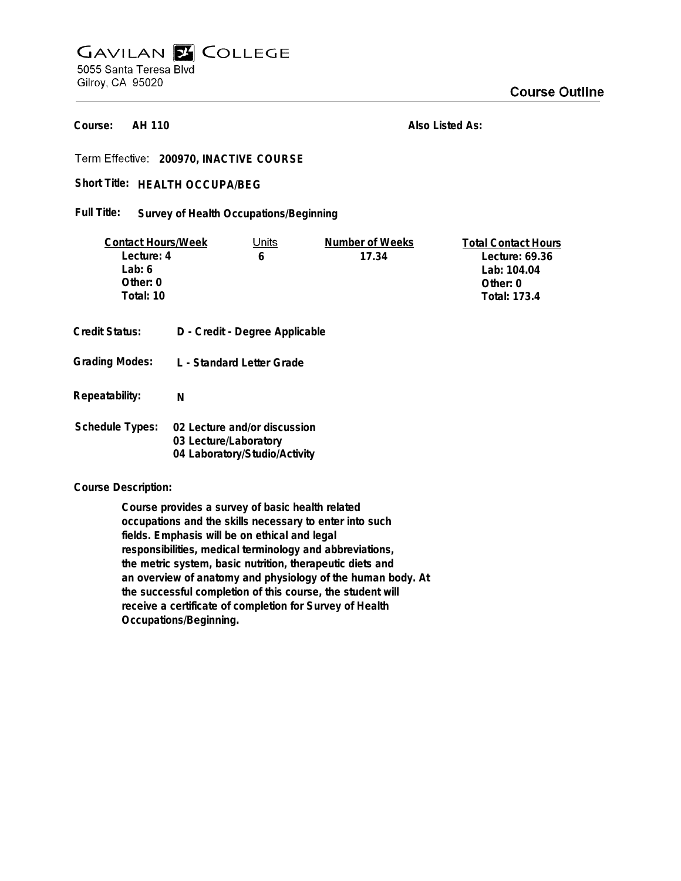# Gavilan College

5055 Santa Teresa Blvd
Gilroy, CA 95020

## Course Outline

**Course:** AH 110

**Also Listed As:**

Term Effective: **200970, INACTIVE COURSE**

**Short Title:** HEALTH OCCUPA/BEG

**Full Title:** Survey of Health Occupations/Beginning

| Contact Hours/Week | Units | Number of Weeks | Total Contact Hours |
|---|---|---|---|
| Lecture: 4 | 6 | 17.34 | Lecture: 69.36 |
| Lab: 6 | | | Lab: 104.04 |
| Other: 0 | | | Other: 0 |
| Total: 10 | | | Total: 173.4 |

**Credit Status:** D - Credit - Degree Applicable

**Grading Modes:** L - Standard Letter Grade

**Repeatability:** N

**Schedule Types:**
02 Lecture and/or discussion
03 Lecture/Laboratory
04 Laboratory/Studio/Activity

**Course Description:**

Course provides a survey of basic health related occupations and the skills necessary to enter into such fields. Emphasis will be on ethical and legal responsibilities, medical terminology and abbreviations, the metric system, basic nutrition, therapeutic diets and an overview of anatomy and physiology of the human body. At the successful completion of this course, the student will receive a certificate of completion for Survey of Health Occupations/Beginning.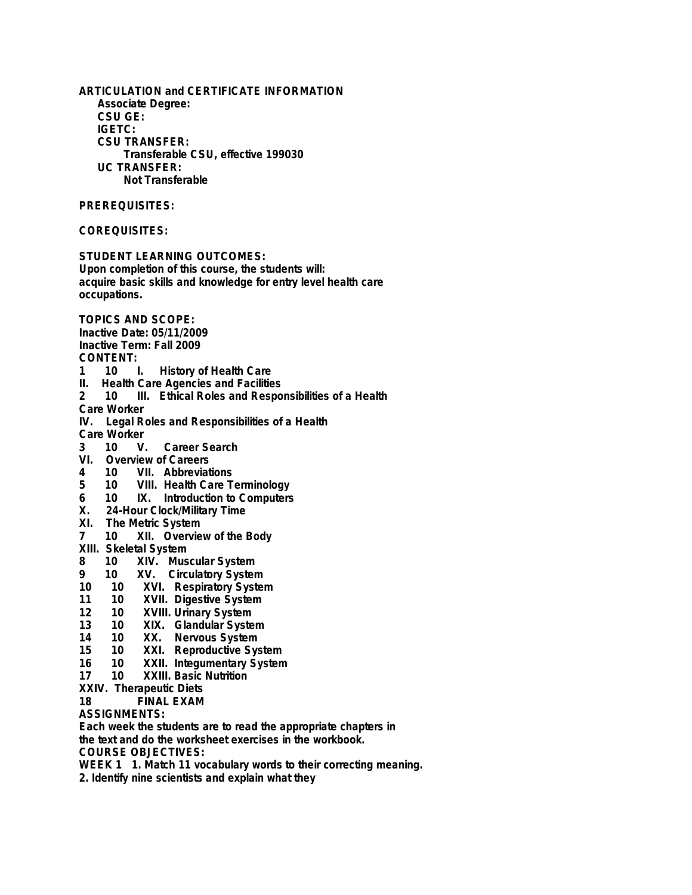**ARTICULATION and CERTIFICATE INFORMATION**

**Associate Degree:**

**CSU GE:**

**IGETC:**

**CSU TRANSFER:**

**Transferable CSU, effective 199030**

**UC TRANSFER:**

**Not Transferable**

**PREREQUISITES:**

**COREQUISITES:**

**STUDENT LEARNING OUTCOMES:**

**Upon completion of this course, the students will:**
**acquire basic skills and knowledge for entry level health care occupations.**

**TOPICS AND SCOPE:**

**Inactive Date: 05/11/2009**
**Inactive Term: Fall 2009**
**CONTENT:**

**1 10 I. History of Health Care**
**II. Health Care Agencies and Facilities**
**2 10 III. Ethical Roles and Responsibilities of a Health Care Worker**
**IV. Legal Roles and Responsibilities of a Health Care Worker**
**3 10 V. Career Search**
**VI. Overview of Careers**
**4 10 VII. Abbreviations**
**5 10 VIII. Health Care Terminology**
**6 10 IX. Introduction to Computers**
**X. 24-Hour Clock/Military Time**
**XI. The Metric System**
**7 10 XII. Overview of the Body**
**XIII. Skeletal System**
**8 10 XIV. Muscular System**
**9 10 XV. Circulatory System**
**10 10 XVI. Respiratory System**
**11 10 XVII. Digestive System**
**12 10 XVIII. Urinary System**
**13 10 XIX. Glandular System**
**14 10 XX. Nervous System**
**15 10 XXI. Reproductive System**
**16 10 XXII. Integumentary System**
**17 10 XXIII. Basic Nutrition**
**XXIV. Therapeutic Diets**
**18 FINAL EXAM**

**ASSIGNMENTS:**

**Each week the students are to read the appropriate chapters in the text and do the worksheet exercises in the workbook.**

**COURSE OBJECTIVES:**

**WEEK 1 1. Match 11 vocabulary words to their correcting meaning.**
**2. Identify nine scientists and explain what they**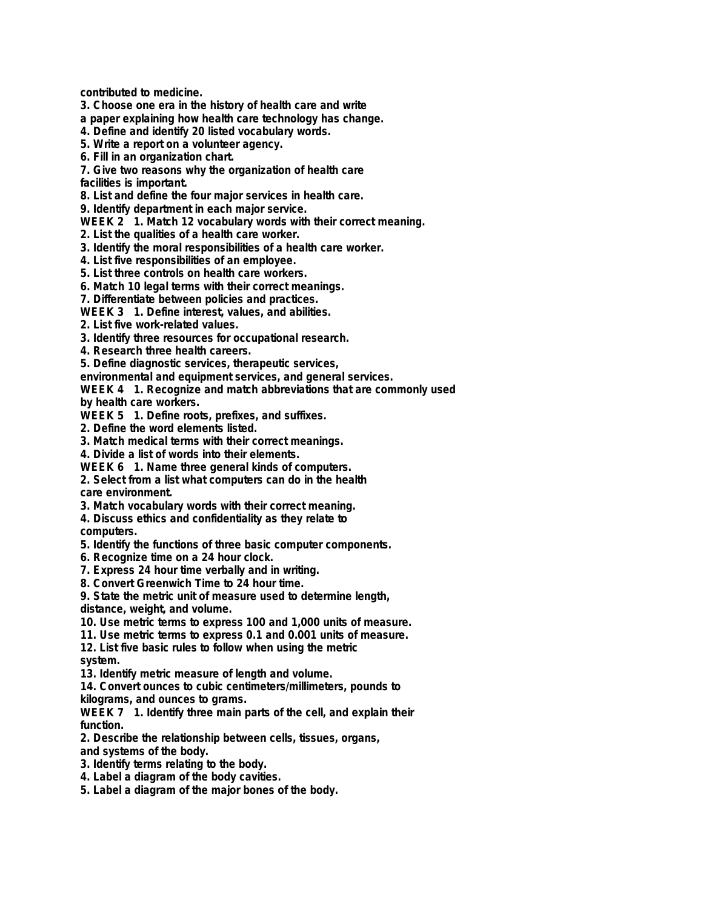**contributed to medicine.**

**3. Choose one era in the history of health care and write a paper explaining how health care technology has change.**

**4. Define and identify 20 listed vocabulary words.**

**5. Write a report on a volunteer agency.**

**6. Fill in an organization chart.**

**7. Give two reasons why the organization of health care facilities is important.**

**8. List and define the four major services in health care.**

**9. Identify department in each major service.**

**WEEK 2 1. Match 12 vocabulary words with their correct meaning.**

**2. List the qualities of a health care worker.**

**3. Identify the moral responsibilities of a health care worker.**

**4. List five responsibilities of an employee.**

**5. List three controls on health care workers.**

**6. Match 10 legal terms with their correct meanings.**

**7. Differentiate between policies and practices.**

**WEEK 3 1. Define interest, values, and abilities.**

**2. List five work-related values.**

**3. Identify three resources for occupational research.**

**4. Research three health careers.**

**5. Define diagnostic services, therapeutic services, environmental and equipment services, and general services.**

**WEEK 4 1. Recognize and match abbreviations that are commonly used by health care workers.**

**WEEK 5 1. Define roots, prefixes, and suffixes.**

**2. Define the word elements listed.**

**3. Match medical terms with their correct meanings.**

**4. Divide a list of words into their elements.**

**WEEK 6 1. Name three general kinds of computers.**

**2. Select from a list what computers can do in the health care environment.**

**3. Match vocabulary words with their correct meaning.**

**4. Discuss ethics and confidentiality as they relate to computers.**

**5. Identify the functions of three basic computer components.**

**6. Recognize time on a 24 hour clock.**

**7. Express 24 hour time verbally and in writing.**

**8. Convert Greenwich Time to 24 hour time.**

**9. State the metric unit of measure used to determine length, distance, weight, and volume.**

**10. Use metric terms to express 100 and 1,000 units of measure.**

**11. Use metric terms to express 0.1 and 0.001 units of measure.**

**12. List five basic rules to follow when using the metric system.**

**13. Identify metric measure of length and volume.**

**14. Convert ounces to cubic centimeters/millimeters, pounds to kilograms, and ounces to grams.**

**WEEK 7 1. Identify three main parts of the cell, and explain their function.**

**2. Describe the relationship between cells, tissues, organs, and systems of the body.**

**3. Identify terms relating to the body.**

**4. Label a diagram of the body cavities.**

**5. Label a diagram of the major bones of the body.**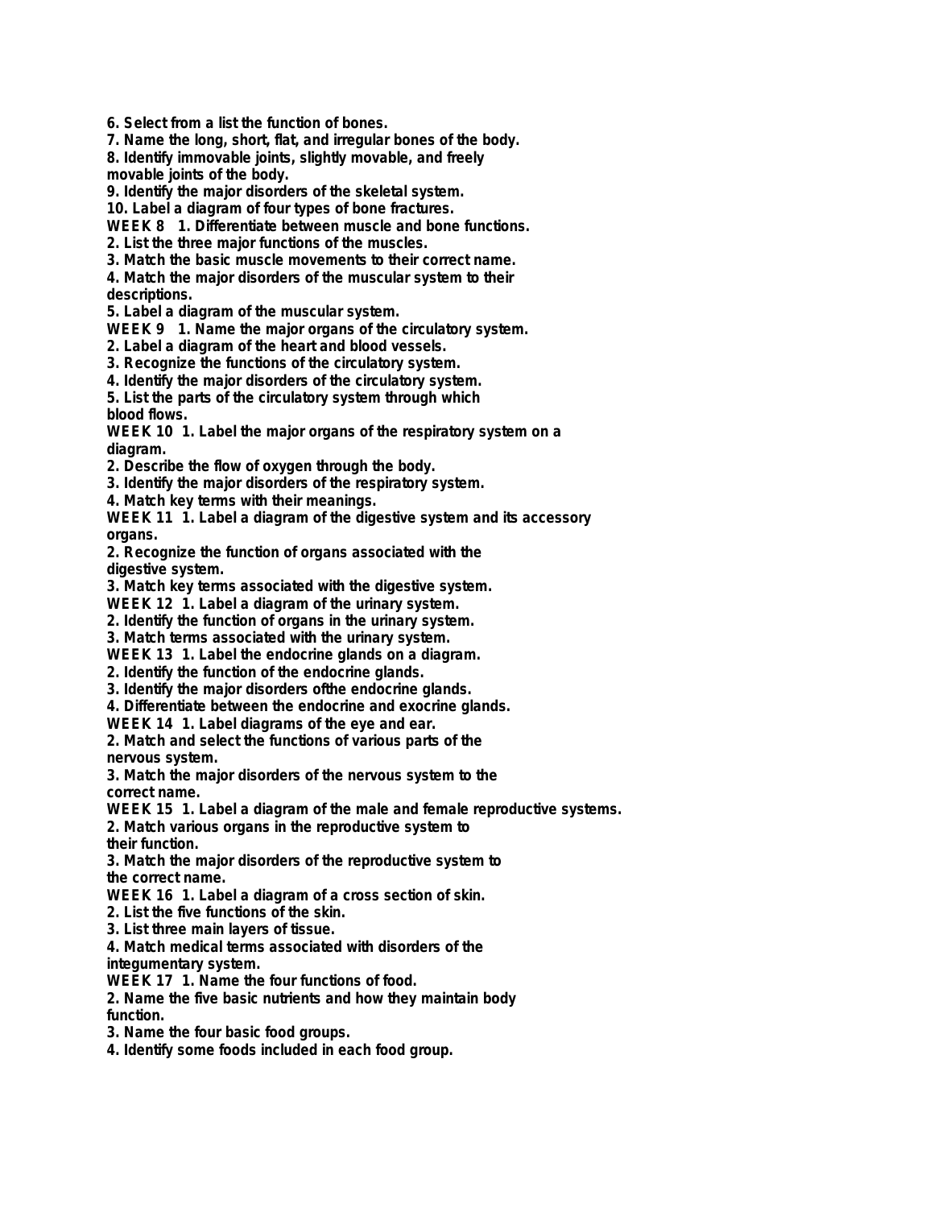**6. Select from a list the function of bones.**
**7. Name the long, short, flat, and irregular bones of the body.**
**8. Identify immovable joints, slightly movable, and freely movable joints of the body.**
**9. Identify the major disorders of the skeletal system.**
**10. Label a diagram of four types of bone fractures.**

**WEEK 8 1. Differentiate between muscle and bone functions.**
**2. List the three major functions of the muscles.**
**3. Match the basic muscle movements to their correct name.**
**4. Match the major disorders of the muscular system to their descriptions.**
**5. Label a diagram of the muscular system.**

**WEEK 9 1. Name the major organs of the circulatory system.**
**2. Label a diagram of the heart and blood vessels.**
**3. Recognize the functions of the circulatory system.**
**4. Identify the major disorders of the circulatory system.**
**5. List the parts of the circulatory system through which blood flows.**

**WEEK 10 1. Label the major organs of the respiratory system on a diagram.**
**2. Describe the flow of oxygen through the body.**
**3. Identify the major disorders of the respiratory system.**
**4. Match key terms with their meanings.**

**WEEK 11 1. Label a diagram of the digestive system and its accessory organs.**
**2. Recognize the function of organs associated with the digestive system.**
**3. Match key terms associated with the digestive system.**

**WEEK 12 1. Label a diagram of the urinary system.**
**2. Identify the function of organs in the urinary system.**
**3. Match terms associated with the urinary system.**

**WEEK 13 1. Label the endocrine glands on a diagram.**
**2. Identify the function of the endocrine glands.**
**3. Identify the major disorders ofthe endocrine glands.**
**4. Differentiate between the endocrine and exocrine glands.**

**WEEK 14 1. Label diagrams of the eye and ear.**
**2. Match and select the functions of various parts of the nervous system.**
**3. Match the major disorders of the nervous system to the correct name.**

**WEEK 15 1. Label a diagram of the male and female reproductive systems.**
**2. Match various organs in the reproductive system to their function.**
**3. Match the major disorders of the reproductive system to the correct name.**

**WEEK 16 1. Label a diagram of a cross section of skin.**
**2. List the five functions of the skin.**
**3. List three main layers of tissue.**
**4. Match medical terms associated with disorders of the integumentary system.**

**WEEK 17 1. Name the four functions of food.**
**2. Name the five basic nutrients and how they maintain body function.**
**3. Name the four basic food groups.**
**4. Identify some foods included in each food group.**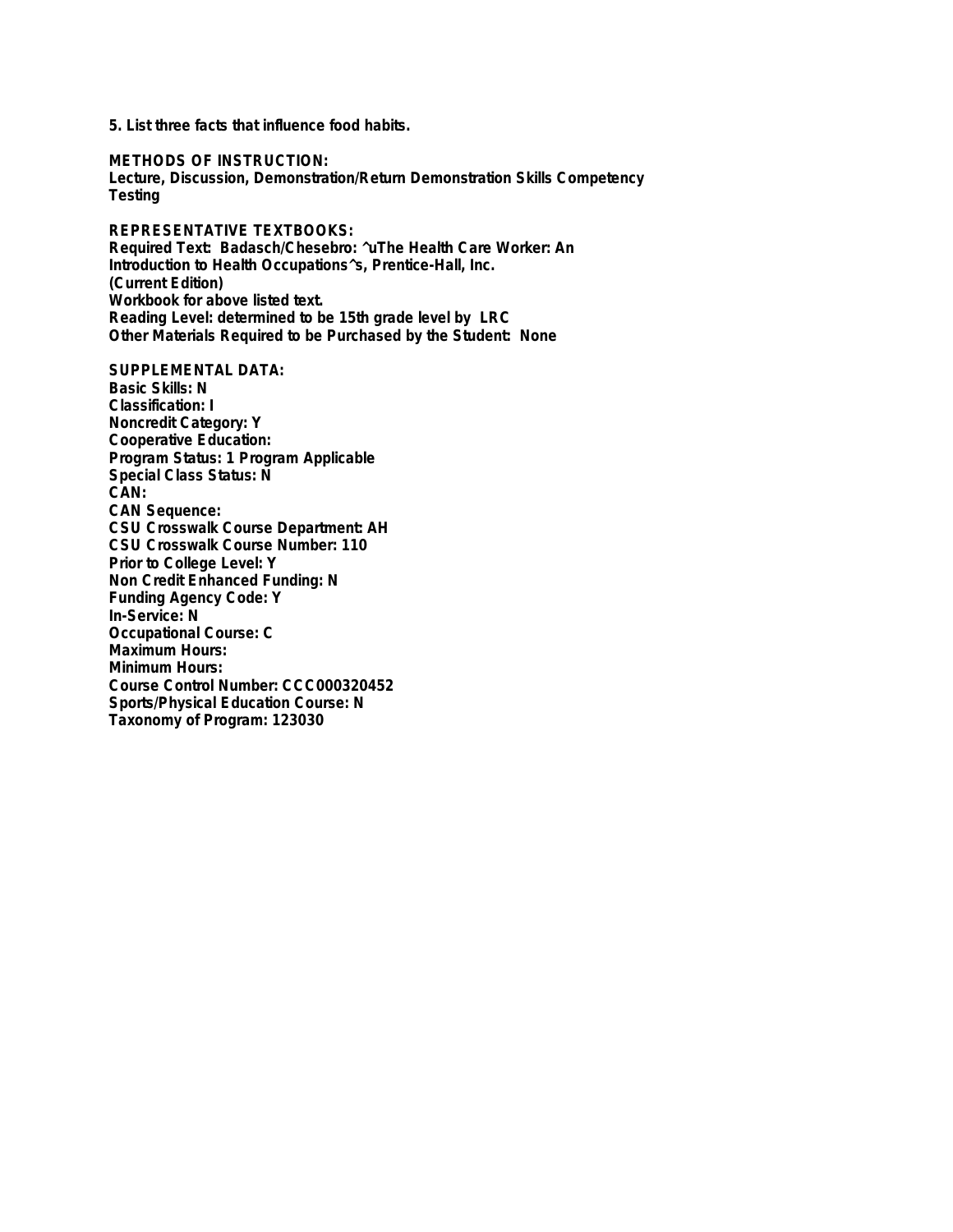5. List three facts that influence food habits.

**METHODS OF INSTRUCTION:**
Lecture, Discussion, Demonstration/Return Demonstration Skills Competency Testing

**REPRESENTATIVE TEXTBOOKS:**
Required Text: Badasch/Chesebro: ^uThe Health Care Worker: An Introduction to Health Occupations^s, Prentice-Hall, Inc.
(Current Edition)
Workbook for above listed text.
Reading Level: determined to be 15th grade level by LRC
Other Materials Required to be Purchased by the Student: None

**SUPPLEMENTAL DATA:**
Basic Skills: N
Classification: I
Noncredit Category: Y
Cooperative Education:
Program Status: 1 Program Applicable
Special Class Status: N
CAN:
CAN Sequence:
CSU Crosswalk Course Department: AH
CSU Crosswalk Course Number: 110
Prior to College Level: Y
Non Credit Enhanced Funding: N
Funding Agency Code: Y
In-Service: N
Occupational Course: C
Maximum Hours:
Minimum Hours:
Course Control Number: CCC000320452
Sports/Physical Education Course: N
Taxonomy of Program: 123030